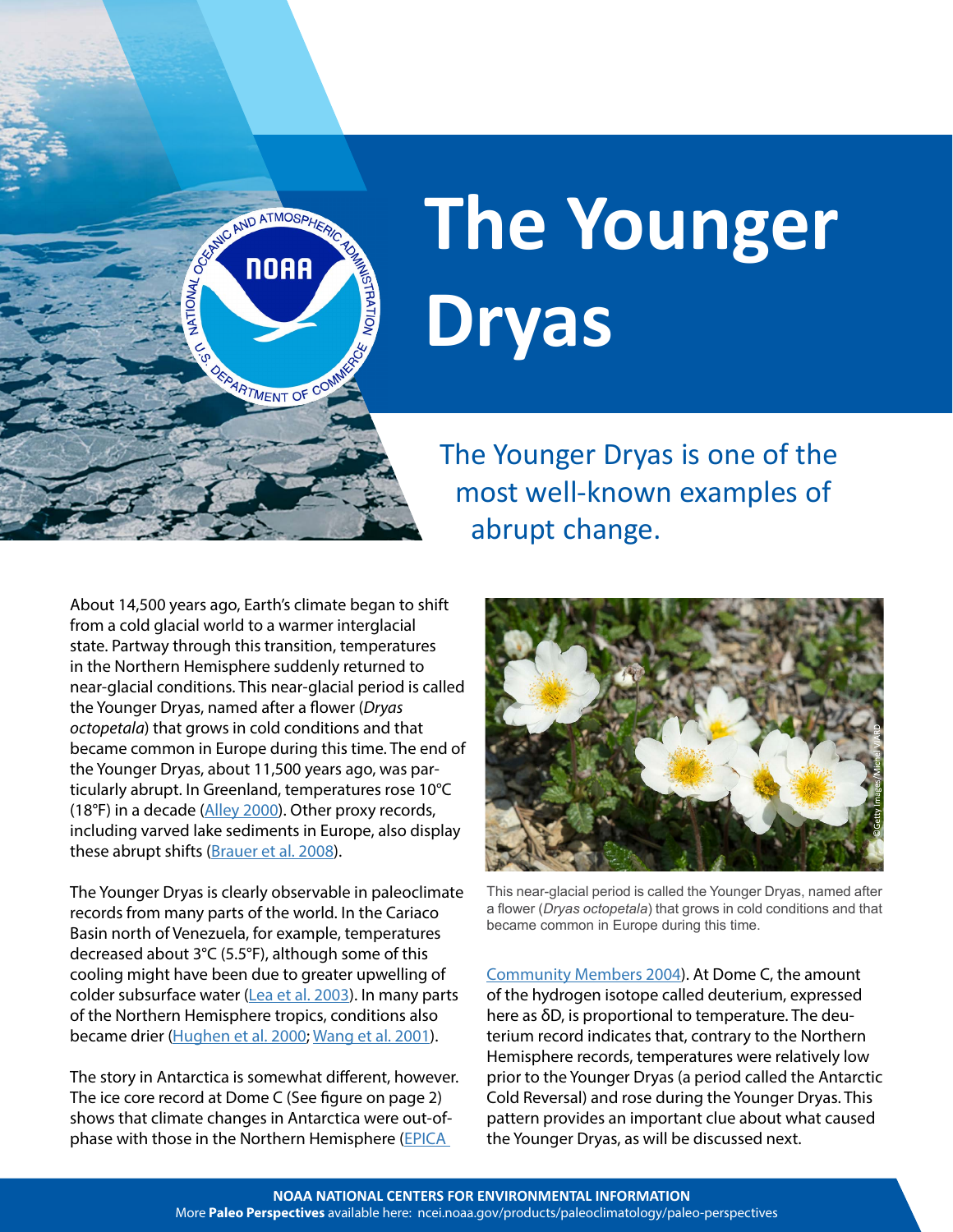# The Younger Dryas

The Younger Dryas is one of the most well-known examples of abrupt change.

About 14,500 years ago, Earth's climate began to shift from a cold glacial world to a warmer interglacial state. Partway through this transition, temperatures in the Northern Hemisphere suddenly returned to near-glacial conditions. This near-glacial period is called the Younger Dryas, named after a flower (*Dryas octopetala*) that grows in cold conditions and that became common in Europe during this time. The end of the Younger Dryas, about 11,500 years ago, was particularly abrupt. In Greenland, temperatures rose 10°C (18°F) in a decade (Alley 2000). Other proxy records, including varved lake sediments in Europe, also display these abrupt shifts (Brauer et al. 2008).

The Younger Dryas is clearly observable in paleoclimate records from many parts of the world. In the Cariaco Basin north of Venezuela, for example, temperatures decreased about 3°C (5.5°F), although some of this cooling might have been due to greater upwelling of colder subsurface water (Lea et al. 2003). In many parts of the Northern Hemisphere tropics, conditions also became drier (Hughen et al. 2000; Wang et al. 2001).

The story in Antarctica is somewhat different, however. The ice core record at Dome C (See figure on page 2) shows that climate changes in Antarctica were out-of-phase with those in the Northern Hemisphere (EPICA Community Members 2004). At Dome C, the amount of the hydrogen isotope called deuterium, expressed here as δD, is proportional to temperature. The deuterium record indicates that, contrary to the Northern Hemisphere records, temperatures were relatively low prior to the Younger Dryas (a period called the Antarctic Cold Reversal) and rose during the Younger Dryas. This pattern provides an important clue about what caused the Younger Dryas, as will be discussed next.

This near-glacial period is called the Younger Dryas, named after a flower (*Dryas octopetala*) that grows in cold conditions and that became common in Europe during this time.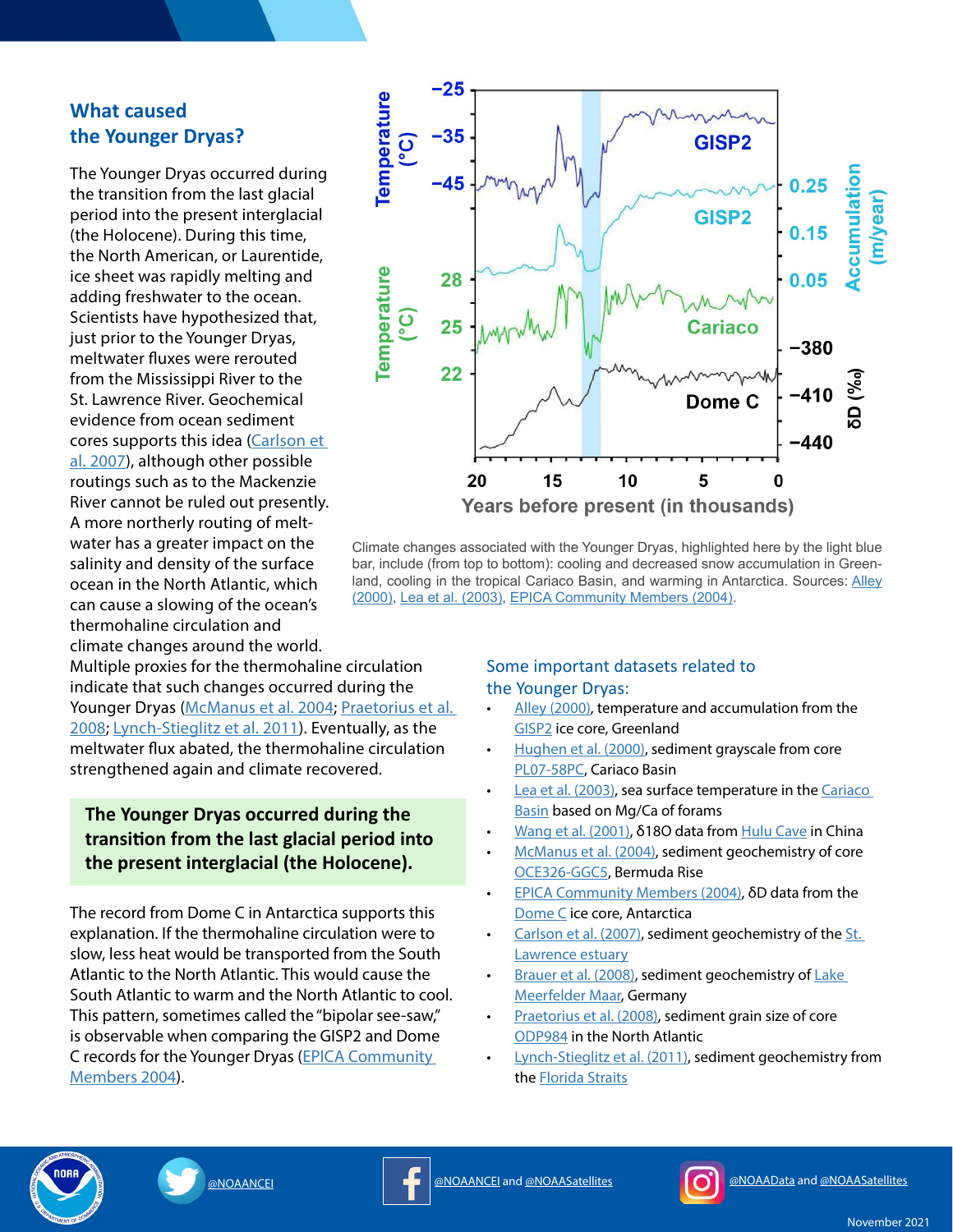## What caused the Younger Dryas?

The Younger Dryas occurred during the transition from the last glacial period into the present interglacial (the Holocene). During this time, the North American, or Laurentide, ice sheet was rapidly melting and adding freshwater to the ocean. Scientists have hypothesized that, just prior to the Younger Dryas, meltwater fluxes were rerouted from the Mississippi River to the St. Lawrence River. Geochemical evidence from ocean sediment cores supports this idea (Carlson et al. 2007), although other possible routings such as to the Mackenzie River cannot be ruled out presently. A more northerly routing of meltwater has a greater impact on the salinity and density of the surface ocean in the North Atlantic, which can cause a slowing of the ocean's thermohaline circulation and climate changes around the world. Multiple proxies for the thermohaline circulation indicate that such changes occurred during the Younger Dryas (McManus et al. 2004; Praetorius et al. 2008; Lynch-Stieglitz et al. 2011). Eventually, as the meltwater flux abated, the thermohaline circulation strengthened again and climate recovered.

Temperature (°C)
−25
−35
−45
GISP2
0.25
0.15
0.05
Accumulation (m/year)
GISP2
Temperature (°C)
28
25
22
Cariaco
−380
−410
−440
δD (‰)
Dome C
20 15 10 5 0
Years before present (in thousands)

Climate changes associated with the Younger Dryas, highlighted here by the light blue bar, include (from top to bottom): cooling and decreased snow accumulation in Greenland, cooling in the tropical Cariaco Basin, and warming in Antarctica. Sources: Alley (2000), Lea et al. (2003), EPICA Community Members (2004).

**The Younger Dryas occurred during the transition from the last glacial period into the present interglacial (the Holocene).**

The record from Dome C in Antarctica supports this explanation. If the thermohaline circulation were to slow, less heat would be transported from the South Atlantic to the North Atlantic. This would cause the South Atlantic to warm and the North Atlantic to cool. This pattern, sometimes called the "bipolar see-saw," is observable when comparing the GISP2 and Dome C records for the Younger Dryas (EPICA Community Members 2004).

### Some important datasets related to the Younger Dryas:

- Alley (2000), temperature and accumulation from the GISP2 ice core, Greenland
- Hughen et al. (2000), sediment grayscale from core PL07-58PC, Cariaco Basin
- Lea et al. (2003), sea surface temperature in the Cariaco Basin based on Mg/Ca of forams
- Wang et al. (2001), δ18O data from Hulu Cave in China
- McManus et al. (2004), sediment geochemistry of core OCE326-GGC5, Bermuda Rise
- EPICA Community Members (2004), δD data from the Dome C ice core, Antarctica
- Carlson et al. (2007), sediment geochemistry of the St. Lawrence estuary
- Brauer et al. (2008), sediment geochemistry of Lake Meerfelder Maar, Germany
- Praetorius et al. (2008), sediment grain size of core ODP984 in the North Atlantic
- Lynch-Stieglitz et al. (2011), sediment geochemistry from the Florida Straits

@NOAANCEI

@NOAANCEI and @NOAASatellites

@NOAAData and @NOAASatellites

November 2021